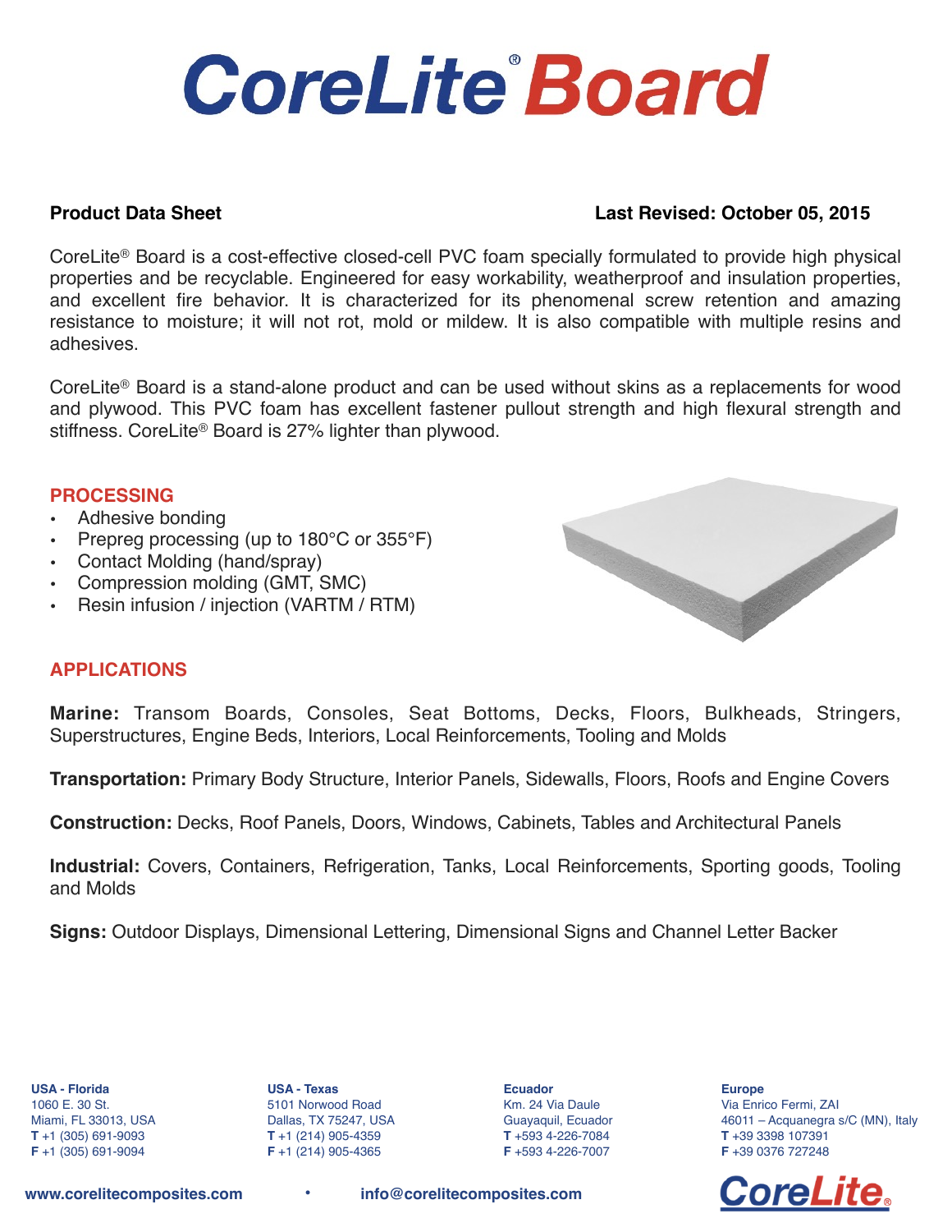# CoreLite® Board

**Product Data Sheet** **Last Revised: October 05, 2015**

CoreLite® Board is a cost-effective closed-cell PVC foam specially formulated to provide high physical properties and be recyclable. Engineered for easy workability, weatherproof and insulation properties, and excellent fire behavior. It is characterized for its phenomenal screw retention and amazing resistance to moisture; it will not rot, mold or mildew. It is also compatible with multiple resins and adhesives.

CoreLite® Board is a stand-alone product and can be used without skins as a replacements for wood and plywood. This PVC foam has excellent fastener pullout strength and high flexural strength and stiffness. CoreLite® Board is 27% lighter than plywood.

## PROCESSING

- Adhesive bonding
- Prepreg processing (up to 180°C or 355°F)
- Contact Molding (hand/spray)
- Compression molding (GMT, SMC)
- Resin infusion / injection (VARTM / RTM)

## APPLICATIONS

**Marine:** Transom Boards, Consoles, Seat Bottoms, Decks, Floors, Bulkheads, Stringers, Superstructures, Engine Beds, Interiors, Local Reinforcements, Tooling and Molds

**Transportation:** Primary Body Structure, Interior Panels, Sidewalls, Floors, Roofs and Engine Covers

**Construction:** Decks, Roof Panels, Doors, Windows, Cabinets, Tables and Architectural Panels

**Industrial:** Covers, Containers, Refrigeration, Tanks, Local Reinforcements, Sporting goods, Tooling and Molds

**Signs:** Outdoor Displays, Dimensional Lettering, Dimensional Signs and Channel Letter Backer

**USA - Florida**
1060 E. 30 St.
Miami, FL 33013, USA
**T** +1 (305) 691-9093
**F** +1 (305) 691-9094

**USA - Texas**
5101 Norwood Road
Dallas, TX 75247, USA
**T** +1 (214) 905-4359
**F** +1 (214) 905-4365

**Ecuador**
Km. 24 Via Daule
Guayaquil, Ecuador
**T** +593 4-226-7084
**F** +593 4-226-7007

**Europe**
Via Enrico Fermi, ZAI
46011 – Acquanegra s/C (MN), Italy
**T** +39 3398 107391
**F** +39 0376 727248

www.corelitecomposites.com • info@corelitecomposites.com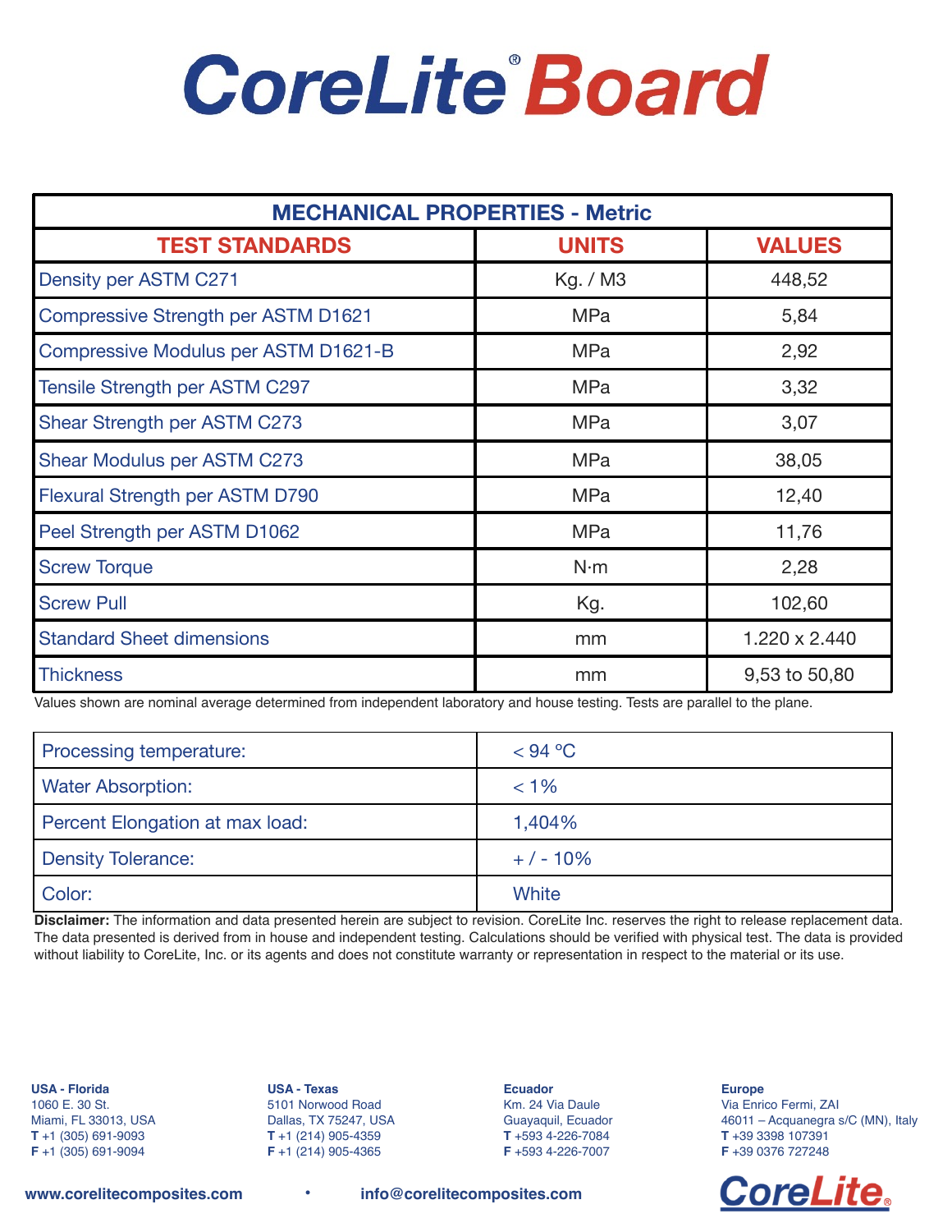# CoreLite® Board

| MECHANICAL PROPERTIES - Metric | | |
|---|---|---|
| **TEST STANDARDS** | **UNITS** | **VALUES** |
| Density per ASTM C271 | Kg. / M3 | 448,52 |
| Compressive Strength per ASTM D1621 | MPa | 5,84 |
| Compressive Modulus per ASTM D1621-B | MPa | 2,92 |
| Tensile Strength per ASTM C297 | MPa | 3,32 |
| Shear Strength per ASTM C273 | MPa | 3,07 |
| Shear Modulus per ASTM C273 | MPa | 38,05 |
| Flexural Strength per ASTM D790 | MPa | 12,40 |
| Peel Strength per ASTM D1062 | MPa | 11,76 |
| Screw Torque | N·m | 2,28 |
| Screw Pull | Kg. | 102,60 |
| Standard Sheet dimensions | mm | 1.220 x 2.440 |
| Thickness | mm | 9,53 to 50,80 |

Values shown are nominal average determined from independent laboratory and house testing. Tests are parallel to the plane.

| | |
|---|---|
| Processing temperature: | < 94 °C |
| Water Absorption: | < 1% |
| Percent Elongation at max load: | 1,404% |
| Density Tolerance: | + / - 10% |
| Color: | White |

**Disclaimer:** The information and data presented herein are subject to revision. CoreLite Inc. reserves the right to release replacement data. The data presented is derived from in house and independent testing. Calculations should be verified with physical test. The data is provided without liability to CoreLite, Inc. or its agents and does not constitute warranty or representation in respect to the material or its use.

**USA - Florida**
1060 E. 30 St.
Miami, FL 33013, USA
**T** +1 (305) 691-9093
**F** +1 (305) 691-9094

**USA - Texas**
5101 Norwood Road
Dallas, TX 75247, USA
**T** +1 (214) 905-4359
**F** +1 (214) 905-4365

**Ecuador**
Km. 24 Via Daule
Guayaquil, Ecuador
**T** +593 4-226-7084
**F** +593 4-226-7007

**Europe**
Via Enrico Fermi, ZAI
46011 – Acquanegra s/C (MN), Italy
**T** +39 3398 107391
**F** +39 0376 727248

**www.corelitecomposites.com** • **info@corelitecomposites.com**

CoreLite®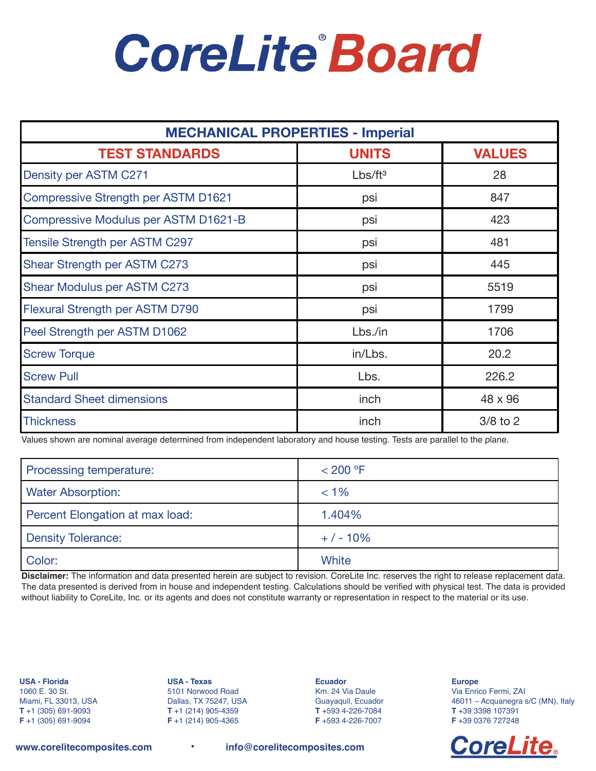# CoreLite® Board

| MECHANICAL PROPERTIES - Imperial | | |
|---|---|---|
| **TEST STANDARDS** | **UNITS** | **VALUES** |
| Density per ASTM C271 | Lbs/ft³ | 28 |
| Compressive Strength per ASTM D1621 | psi | 847 |
| Compressive Modulus per ASTM D1621-B | psi | 423 |
| Tensile Strength per ASTM C297 | psi | 481 |
| Shear Strength per ASTM C273 | psi | 445 |
| Shear Modulus per ASTM C273 | psi | 5519 |
| Flexural Strength per ASTM D790 | psi | 1799 |
| Peel Strength per ASTM D1062 | Lbs./in | 1706 |
| Screw Torque | in/Lbs. | 20.2 |
| Screw Pull | Lbs. | 226.2 |
| Standard Sheet dimensions | inch | 48 x 96 |
| Thickness | inch | 3/8 to 2 |

Values shown are nominal average determined from independent laboratory and house testing. Tests are parallel to the plane.

| | |
|---|---|
| Processing temperature: | < 200 °F |
| Water Absorption: | < 1% |
| Percent Elongation at max load: | 1.404% |
| Density Tolerance: | + / - 10% |
| Color: | White |

**Disclaimer:** The information and data presented herein are subject to revision. CoreLite Inc. reserves the right to release replacement data. The data presented is derived from in house and independent testing. Calculations should be verified with physical test. The data is provided without liability to CoreLite, Inc. or its agents and does not constitute warranty or representation in respect to the material or its use.

**USA - Florida**
1060 E. 30 St.
Miami, FL 33013, USA
**T** +1 (305) 691-9093
**F** +1 (305) 691-9094

**USA - Texas**
5101 Norwood Road
Dallas, TX 75247, USA
**T** +1 (214) 905-4359
**F** +1 (214) 905-4365

**Ecuador**
Km. 24 Via Daule
Guayaquil, Ecuador
**T** +593 4-226-7084
**F** +593 4-226-7007

**Europe**
Via Enrico Fermi, ZAI
46011 – Acquanegra s/C (MN), Italy
**T** +39 3398 107391
**F** +39 0376 727248

**www.corelitecomposites.com** • **info@corelitecomposites.com**

CoreLite®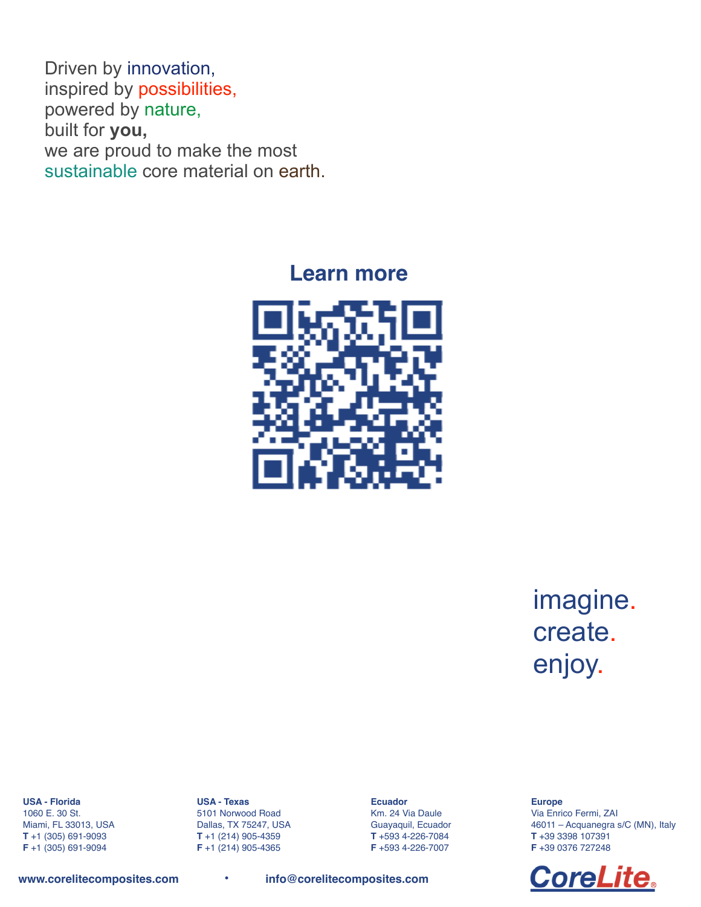Driven by innovation,
inspired by possibilities,
powered by nature,
built for **you,**
we are proud to make the most
sustainable core material on earth.

## Learn more

imagine.
create.
enjoy.

**USA - Florida**
1060 E. 30 St.
Miami, FL 33013, USA
**T** +1 (305) 691-9093
**F** +1 (305) 691-9094

**USA - Texas**
5101 Norwood Road
Dallas, TX 75247, USA
**T** +1 (214) 905-4359
**F** +1 (214) 905-4365

**Ecuador**
Km. 24 Via Daule
Guayaquil, Ecuador
**T** +593 4-226-7084
**F** +593 4-226-7007

**Europe**
Via Enrico Fermi, ZAI
46011 – Acquanegra s/C (MN), Italy
**T** +39 3398 107391
**F** +39 0376 727248

**www.corelitecomposites.com** • **info@corelitecomposites.com**

CoreLite®